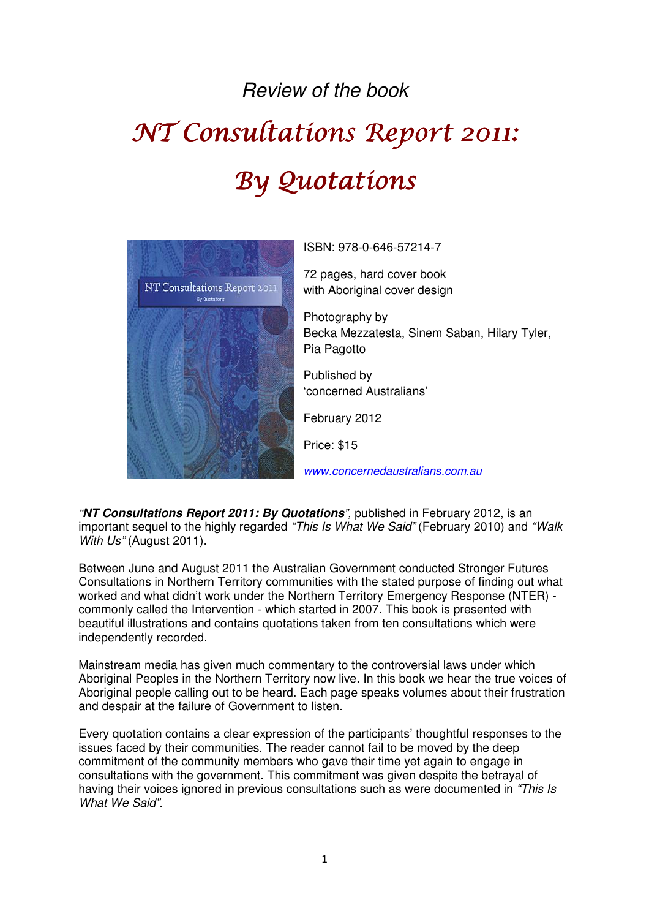*Review of the book*

# *NT Consultations Report 2011: By Quotations*

ISBN: 978-0-646-57214-7

72 pages, hard cover book with Aboriginal cover design

Photography by Becka Mezzatesta, Sinem Saban, Hilary Tyler, Pia Pagotto

Published by 'concerned Australians'

February 2012

Price: $15

*www.concernedaustralians.com.au*

*"**NT Consultations Report 2011: By Quotations**",* published in February 2012, is an important sequel to the highly regarded *"This Is What We Said"* (February 2010) and *"Walk With Us"* (August 2011).

Between June and August 2011 the Australian Government conducted Stronger Futures Consultations in Northern Territory communities with the stated purpose of finding out what worked and what didn't work under the Northern Territory Emergency Response (NTER) - commonly called the Intervention - which started in 2007. This book is presented with beautiful illustrations and contains quotations taken from ten consultations which were independently recorded.

Mainstream media has given much commentary to the controversial laws under which Aboriginal Peoples in the Northern Territory now live. In this book we hear the true voices of Aboriginal people calling out to be heard. Each page speaks volumes about their frustration and despair at the failure of Government to listen.

Every quotation contains a clear expression of the participants' thoughtful responses to the issues faced by their communities. The reader cannot fail to be moved by the deep commitment of the community members who gave their time yet again to engage in consultations with the government. This commitment was given despite the betrayal of having their voices ignored in previous consultations such as were documented in *"This Is What We Said".*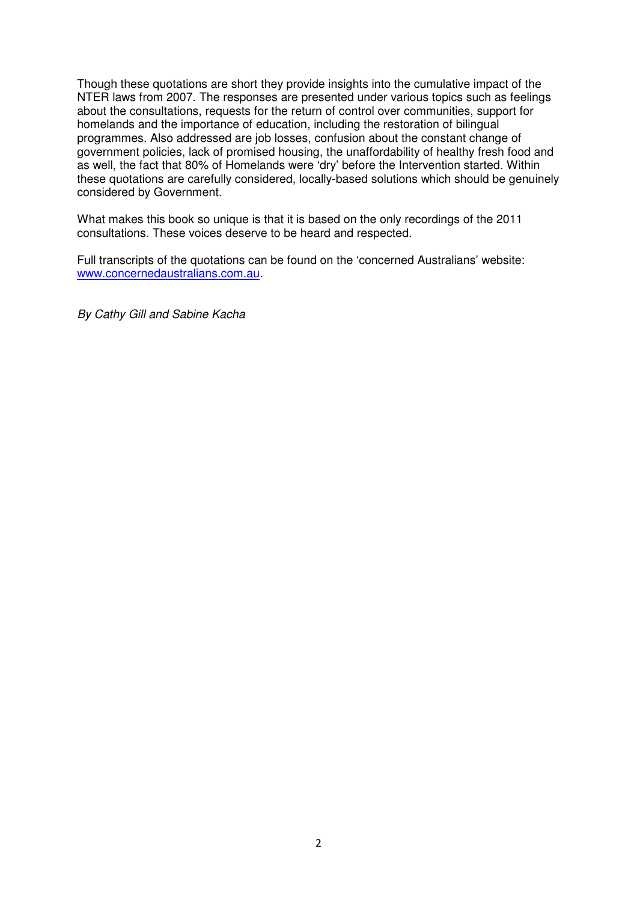Though these quotations are short they provide insights into the cumulative impact of the NTER laws from 2007. The responses are presented under various topics such as feelings about the consultations, requests for the return of control over communities, support for homelands and the importance of education, including the restoration of bilingual programmes. Also addressed are job losses, confusion about the constant change of government policies, lack of promised housing, the unaffordability of healthy fresh food and as well, the fact that 80% of Homelands were 'dry' before the Intervention started. Within these quotations are carefully considered, locally-based solutions which should be genuinely considered by Government.

What makes this book so unique is that it is based on the only recordings of the 2011 consultations. These voices deserve to be heard and respected.

Full transcripts of the quotations can be found on the 'concerned Australians' website: [www.concernedaustralians.com.au](http://www.concernedaustralians.com.au).

*By Cathy Gill and Sabine Kacha*